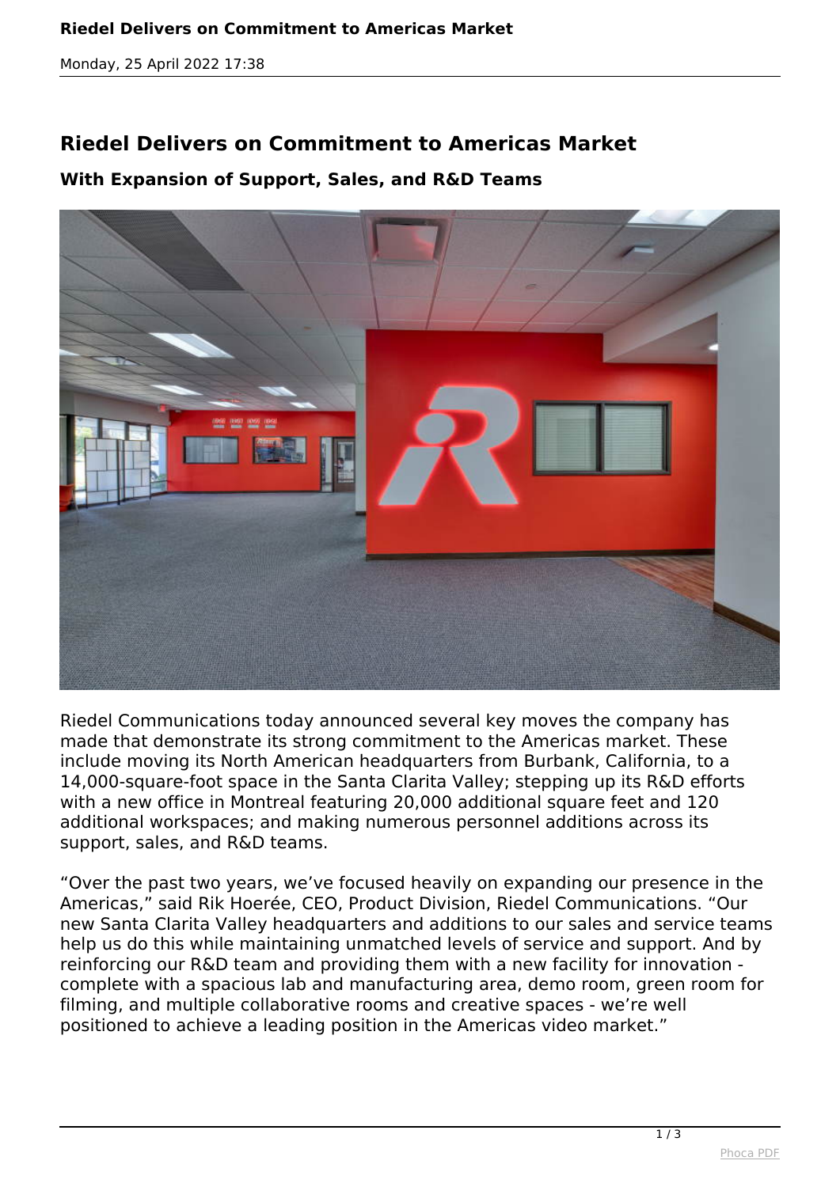# Riedel Delivers on Commitment to Americas Market

## With Expansion of Support, Sales, and R&D Teams

Riedel Communications today announced several key moves the company has made that demonstrate its strong commitment to the Americas market. These include moving its North American headquarters from Burbank, California, to a 14,000-square-foot space in the Santa Clarita Valley; stepping up its R&D efforts with a new office in Montreal featuring 20,000 additional square feet and 120 additional workspaces; and making numerous personnel additions across its support, sales, and R&D teams.

“Over the past two years, we’ve focused heavily on expanding our presence in the Americas,” said Rik Hoerée, CEO, Product Division, Riedel Communications. “Our new Santa Clarita Valley headquarters and additions to our sales and service teams help us do this while maintaining unmatched levels of service and support. And by reinforcing our R&D team and providing them with a new facility for innovation - complete with a spacious lab and manufacturing area, demo room, green room for filming, and multiple collaborative rooms and creative spaces - we’re well positioned to achieve a leading position in the Americas video market.”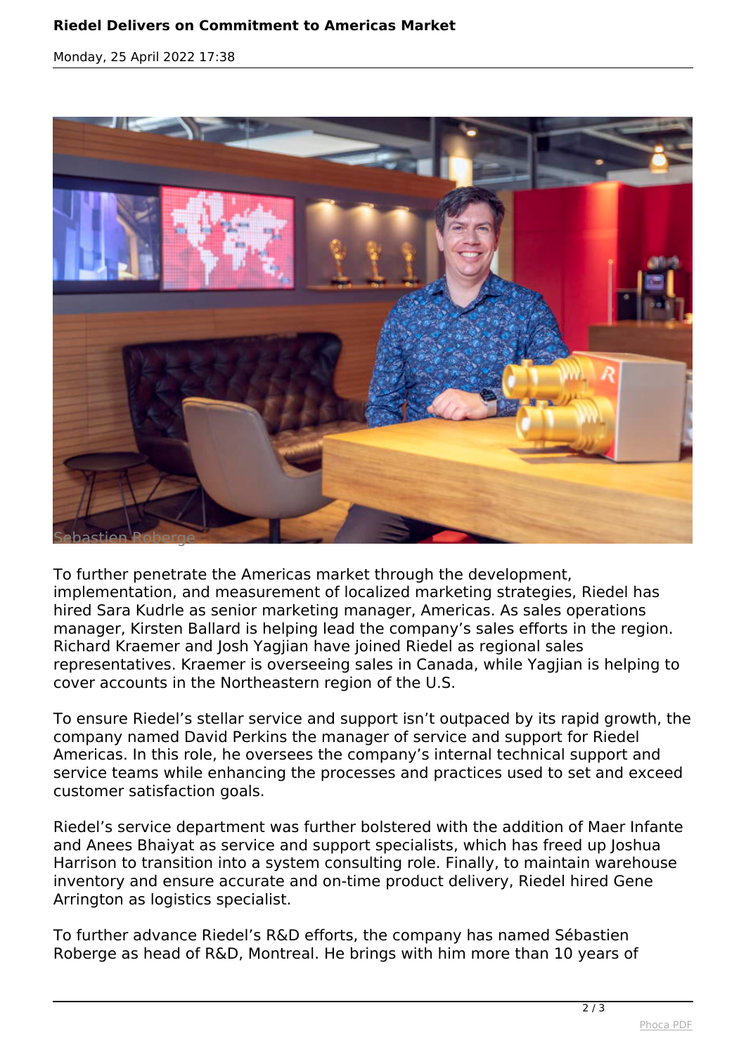# Riedel Delivers on Commitment to Americas Market

Monday, 25 April 2022 17:38

Sebastien Roberge

To further penetrate the Americas market through the development, implementation, and measurement of localized marketing strategies, Riedel has hired Sara Kudrle as senior marketing manager, Americas. As sales operations manager, Kirsten Ballard is helping lead the company's sales efforts in the region. Richard Kraemer and Josh Yagjian have joined Riedel as regional sales representatives. Kraemer is overseeing sales in Canada, while Yagjian is helping to cover accounts in the Northeastern region of the U.S.

To ensure Riedel's stellar service and support isn't outpaced by its rapid growth, the company named David Perkins the manager of service and support for Riedel Americas. In this role, he oversees the company's internal technical support and service teams while enhancing the processes and practices used to set and exceed customer satisfaction goals.

Riedel's service department was further bolstered with the addition of Maer Infante and Anees Bhaiyat as service and support specialists, which has freed up Joshua Harrison to transition into a system consulting role. Finally, to maintain warehouse inventory and ensure accurate and on-time product delivery, Riedel hired Gene Arrington as logistics specialist.

To further advance Riedel's R&D efforts, the company has named Sébastien Roberge as head of R&D, Montreal. He brings with him more than 10 years of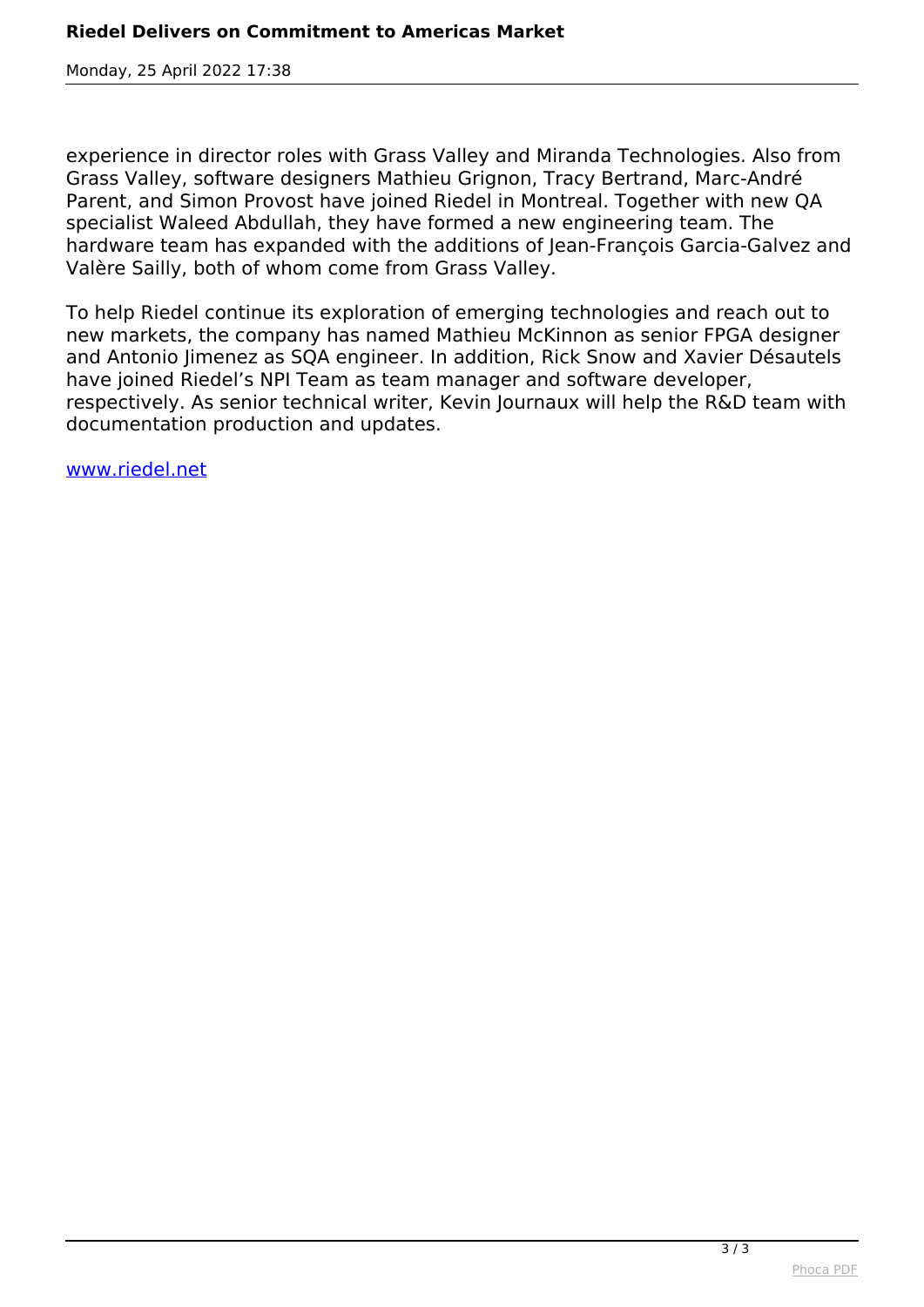experience in director roles with Grass Valley and Miranda Technologies. Also from Grass Valley, software designers Mathieu Grignon, Tracy Bertrand, Marc-André Parent, and Simon Provost have joined Riedel in Montreal. Together with new QA specialist Waleed Abdullah, they have formed a new engineering team. The hardware team has expanded with the additions of Jean-François Garcia-Galvez and Valère Sailly, both of whom come from Grass Valley.

To help Riedel continue its exploration of emerging technologies and reach out to new markets, the company has named Mathieu McKinnon as senior FPGA designer and Antonio Jimenez as SQA engineer. In addition, Rick Snow and Xavier Désautels have joined Riedel's NPI Team as team manager and software developer, respectively. As senior technical writer, Kevin Journaux will help the R&D team with documentation production and updates.

[www.riedel.net](http://www.riedel.net)